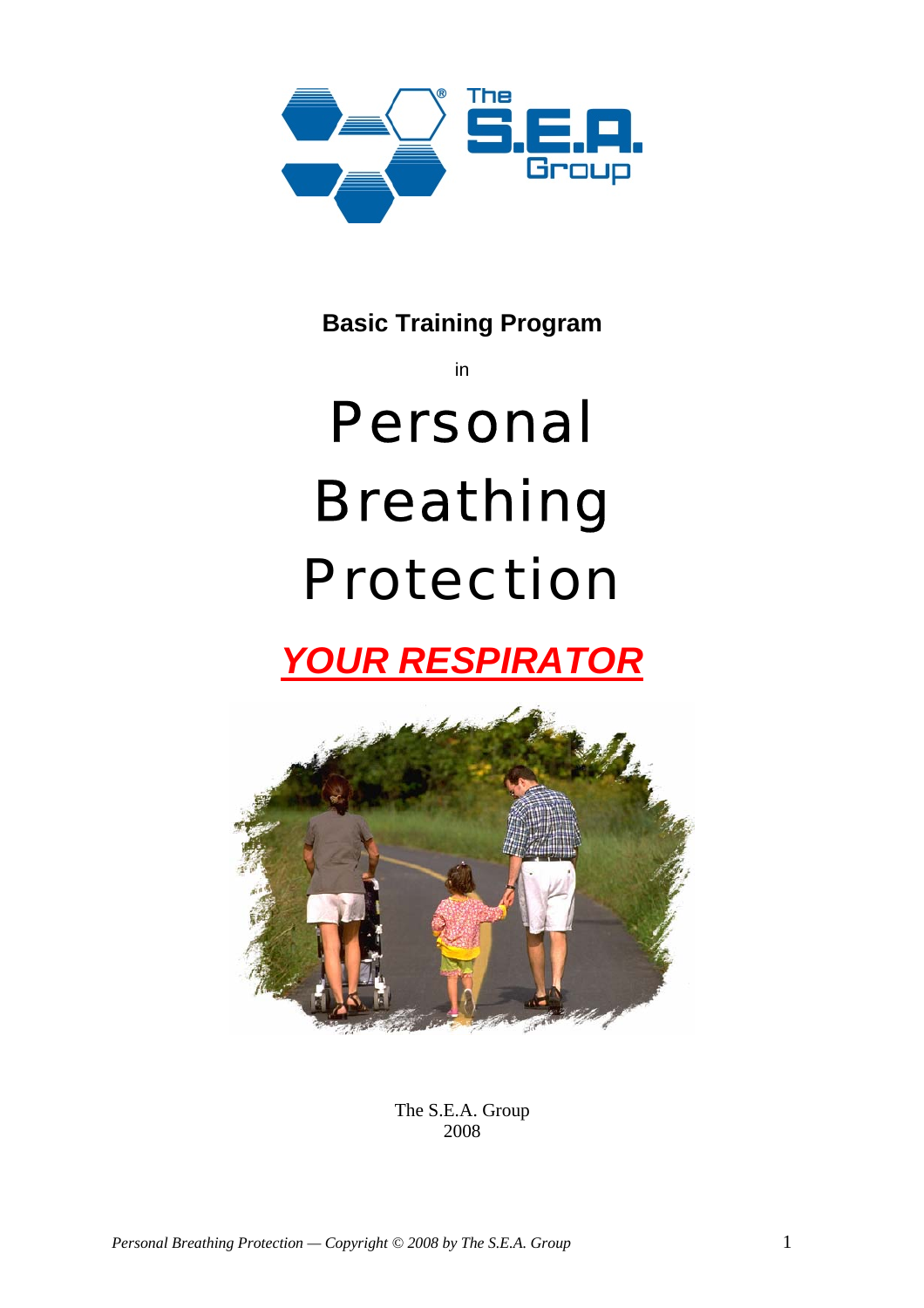**Basic Training Program**

in

# Personal Breathing Protection

## ***YOUR RESPIRATOR***

The S.E.A. Group
2008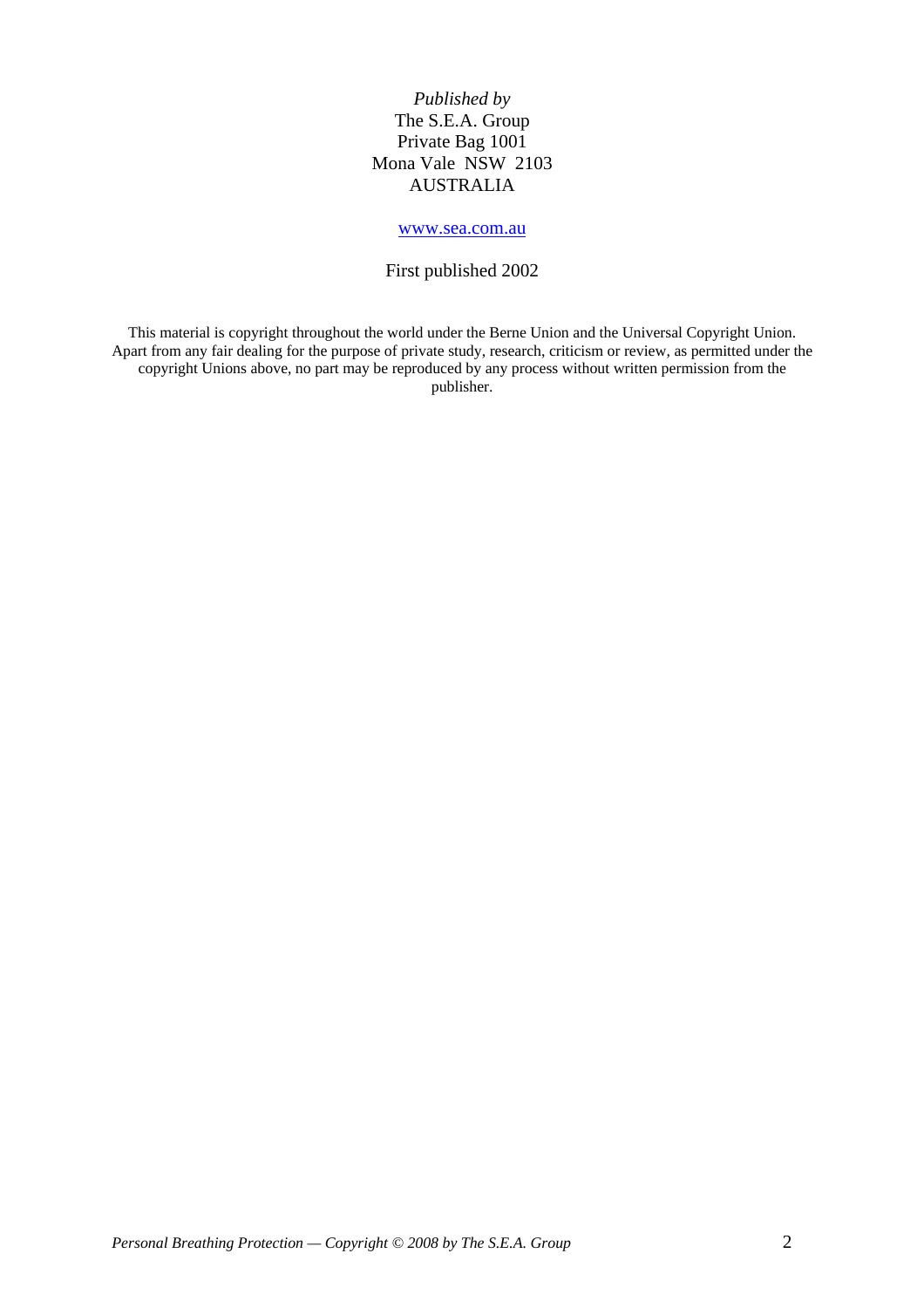*Published by*  
The S.E.A. Group  
Private Bag 1001  
Mona Vale NSW 2103  
AUSTRALIA

www.sea.com.au

First published 2002

This material is copyright throughout the world under the Berne Union and the Universal Copyright Union. Apart from any fair dealing for the purpose of private study, research, criticism or review, as permitted under the copyright Unions above, no part may be reproduced by any process without written permission from the publisher.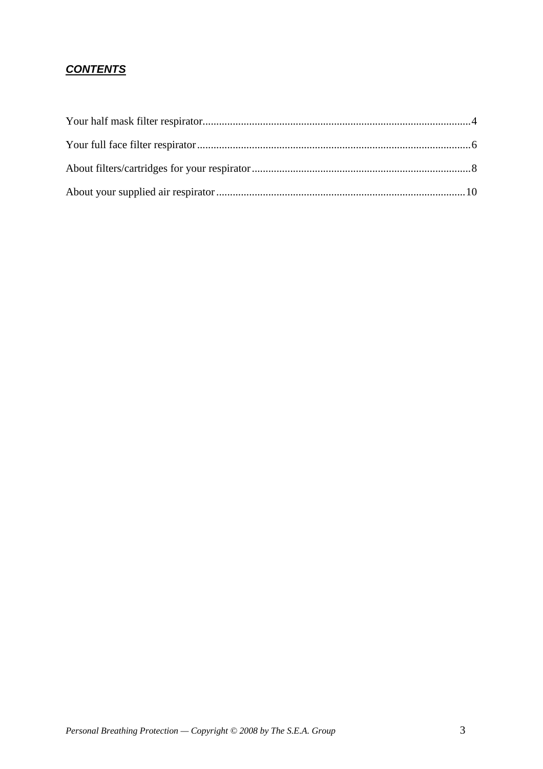## ***CONTENTS***

Your half mask filter respirator....................4

Your full face filter respirator....................6

About filters/cartridges for your respirator....................8

About your supplied air respirator....................10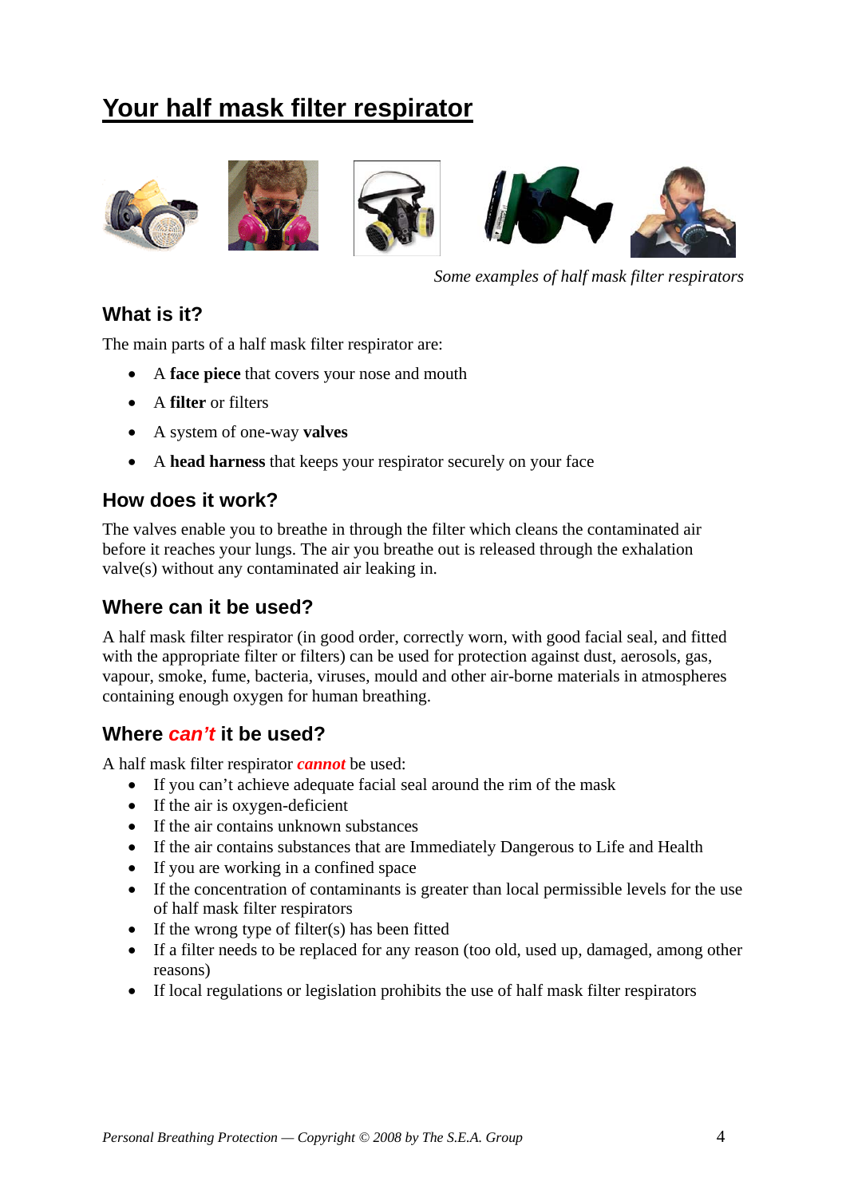# Your half mask filter respirator

*Some examples of half mask filter respirators*

## What is it?

The main parts of a half mask filter respirator are:

- A **face piece** that covers your nose and mouth
- A **filter** or filters
- A system of one-way **valves**
- A **head harness** that keeps your respirator securely on your face

## How does it work?

The valves enable you to breathe in through the filter which cleans the contaminated air before it reaches your lungs. The air you breathe out is released through the exhalation valve(s) without any contaminated air leaking in.

## Where can it be used?

A half mask filter respirator (in good order, correctly worn, with good facial seal, and fitted with the appropriate filter or filters) can be used for protection against dust, aerosols, gas, vapour, smoke, fume, bacteria, viruses, mould and other air-borne materials in atmospheres containing enough oxygen for human breathing.

## Where *can't* it be used?

A half mask filter respirator ***cannot*** be used:

- If you can't achieve adequate facial seal around the rim of the mask
- If the air is oxygen-deficient
- If the air contains unknown substances
- If the air contains substances that are Immediately Dangerous to Life and Health
- If you are working in a confined space
- If the concentration of contaminants is greater than local permissible levels for the use of half mask filter respirators
- If the wrong type of filter(s) has been fitted
- If a filter needs to be replaced for any reason (too old, used up, damaged, among other reasons)
- If local regulations or legislation prohibits the use of half mask filter respirators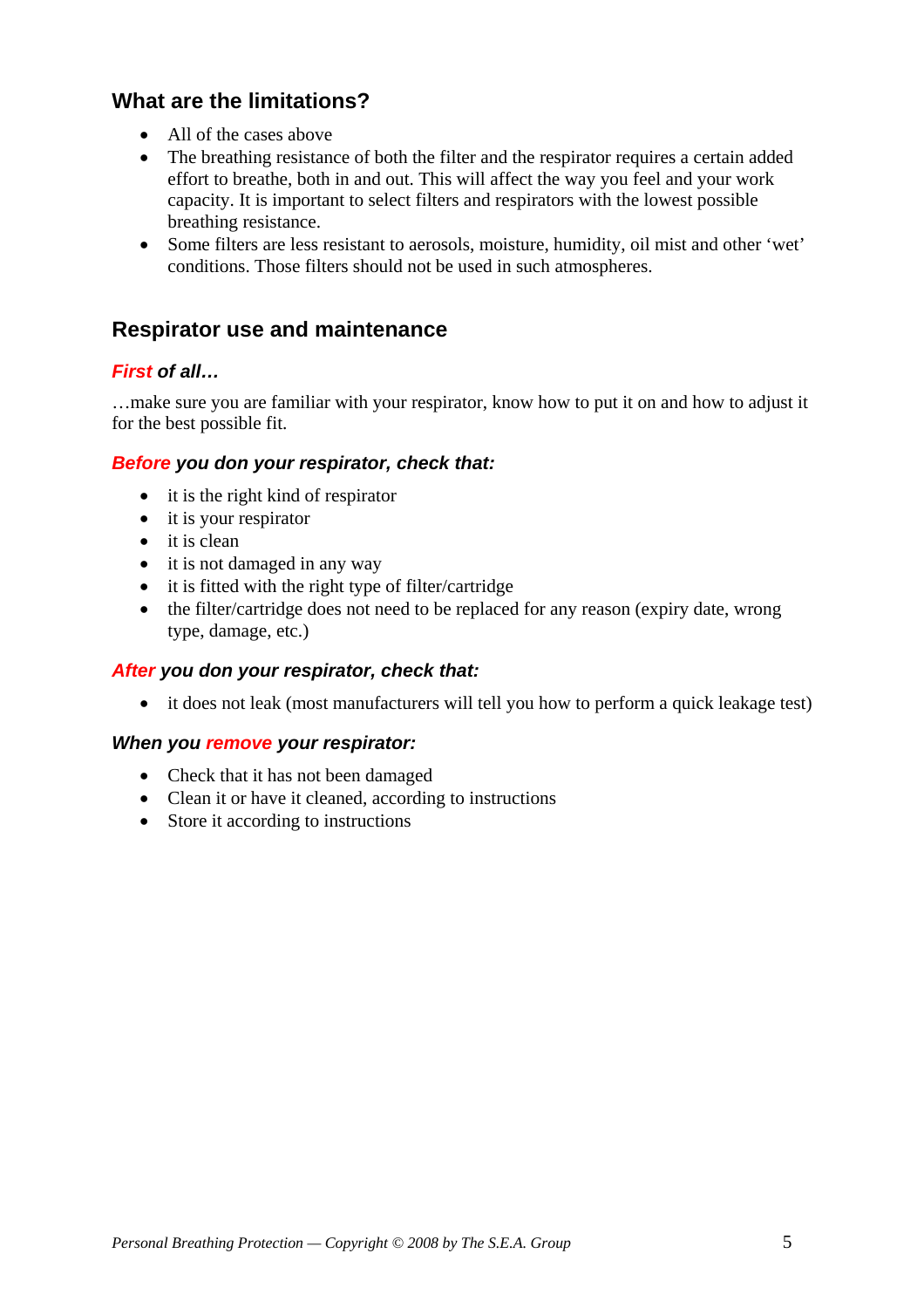## What are the limitations?

- All of the cases above
- The breathing resistance of both the filter and the respirator requires a certain added effort to breathe, both in and out. This will affect the way you feel and your work capacity. It is important to select filters and respirators with the lowest possible breathing resistance.
- Some filters are less resistant to aerosols, moisture, humidity, oil mist and other 'wet' conditions. Those filters should not be used in such atmospheres.

## Respirator use and maintenance

### *First of all…*

…make sure you are familiar with your respirator, know how to put it on and how to adjust it for the best possible fit.

### *Before you don your respirator, check that:*

- it is the right kind of respirator
- it is your respirator
- it is clean
- it is not damaged in any way
- it is fitted with the right type of filter/cartridge
- the filter/cartridge does not need to be replaced for any reason (expiry date, wrong type, damage, etc.)

### *After you don your respirator, check that:*

- it does not leak (most manufacturers will tell you how to perform a quick leakage test)

### *When you remove your respirator:*

- Check that it has not been damaged
- Clean it or have it cleaned, according to instructions
- Store it according to instructions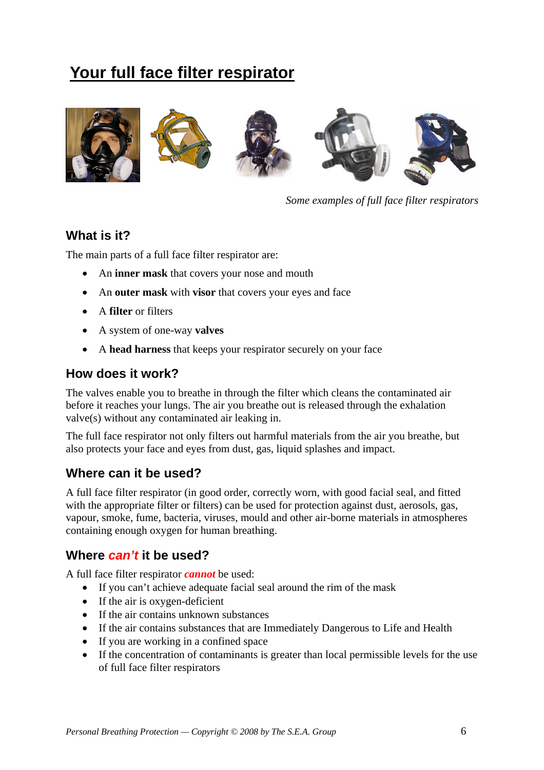# Your full face filter respirator

*Some examples of full face filter respirators*

## What is it?

The main parts of a full face filter respirator are:

- An **inner mask** that covers your nose and mouth
- An **outer mask** with **visor** that covers your eyes and face
- A **filter** or filters
- A system of one-way **valves**
- A **head harness** that keeps your respirator securely on your face

## How does it work?

The valves enable you to breathe in through the filter which cleans the contaminated air before it reaches your lungs. The air you breathe out is released through the exhalation valve(s) without any contaminated air leaking in.

The full face respirator not only filters out harmful materials from the air you breathe, but also protects your face and eyes from dust, gas, liquid splashes and impact.

## Where can it be used?

A full face filter respirator (in good order, correctly worn, with good facial seal, and fitted with the appropriate filter or filters) can be used for protection against dust, aerosols, gas, vapour, smoke, fume, bacteria, viruses, mould and other air-borne materials in atmospheres containing enough oxygen for human breathing.

## Where *can't* it be used?

A full face filter respirator ***cannot*** be used:

- If you can't achieve adequate facial seal around the rim of the mask
- If the air is oxygen-deficient
- If the air contains unknown substances
- If the air contains substances that are Immediately Dangerous to Life and Health
- If you are working in a confined space
- If the concentration of contaminants is greater than local permissible levels for the use of full face filter respirators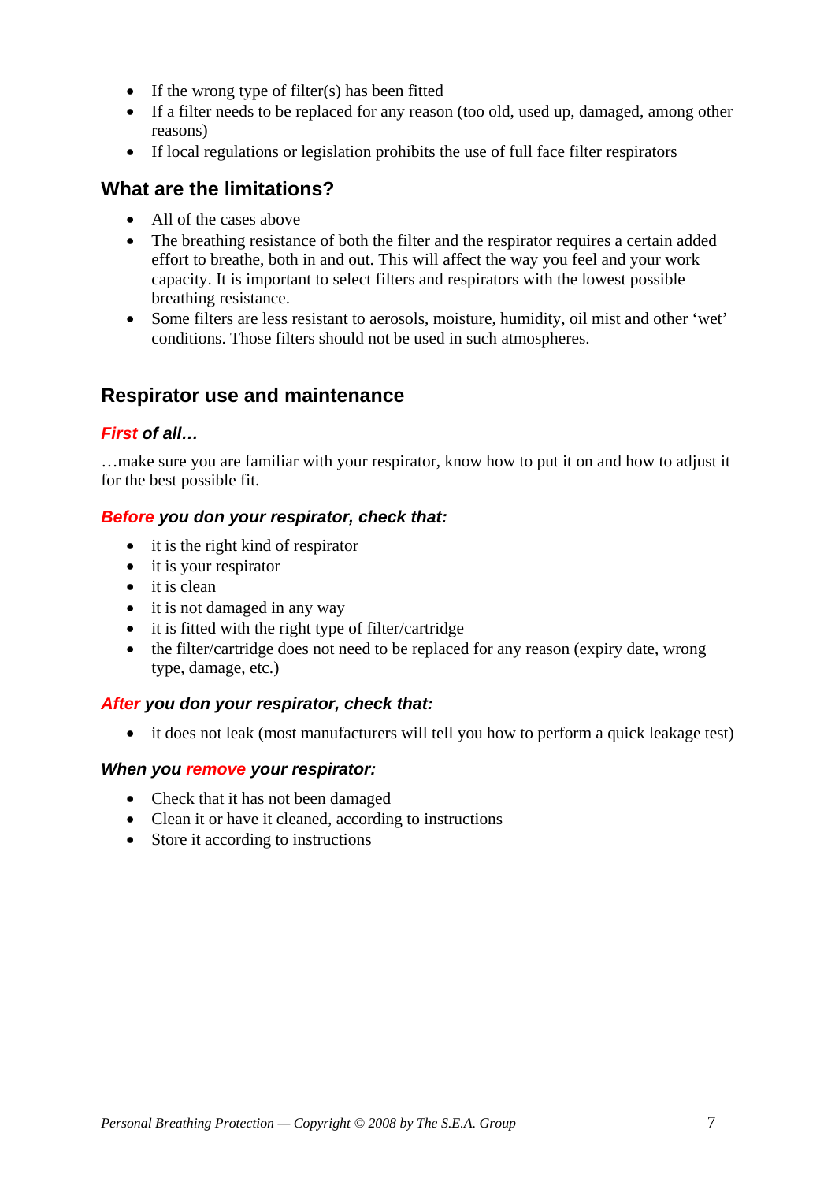- If the wrong type of filter(s) has been fitted
- If a filter needs to be replaced for any reason (too old, used up, damaged, among other reasons)
- If local regulations or legislation prohibits the use of full face filter respirators

## What are the limitations?

- All of the cases above
- The breathing resistance of both the filter and the respirator requires a certain added effort to breathe, both in and out. This will affect the way you feel and your work capacity. It is important to select filters and respirators with the lowest possible breathing resistance.
- Some filters are less resistant to aerosols, moisture, humidity, oil mist and other 'wet' conditions. Those filters should not be used in such atmospheres.

## Respirator use and maintenance

### *First of all…*

…make sure you are familiar with your respirator, know how to put it on and how to adjust it for the best possible fit.

### *Before you don your respirator, check that:*

- it is the right kind of respirator
- it is your respirator
- it is clean
- it is not damaged in any way
- it is fitted with the right type of filter/cartridge
- the filter/cartridge does not need to be replaced for any reason (expiry date, wrong type, damage, etc.)

### *After you don your respirator, check that:*

- it does not leak (most manufacturers will tell you how to perform a quick leakage test)

### *When you remove your respirator:*

- Check that it has not been damaged
- Clean it or have it cleaned, according to instructions
- Store it according to instructions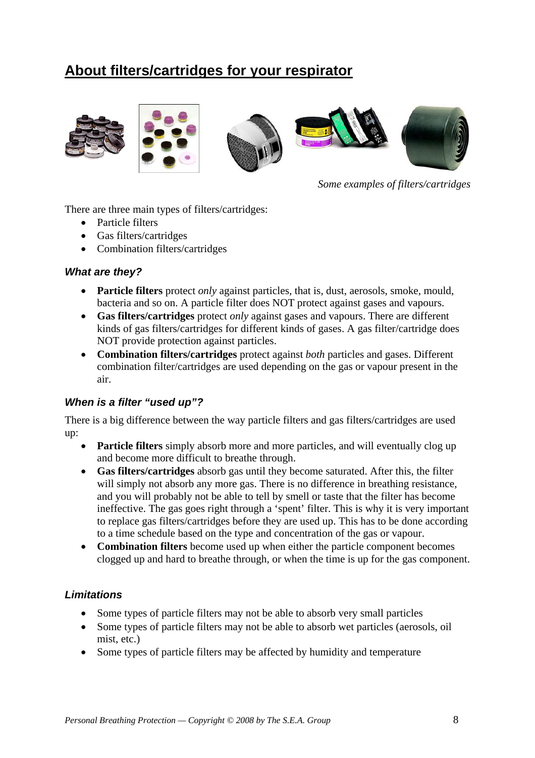## About filters/cartridges for your respirator

*Some examples of filters/cartridges*

There are three main types of filters/cartridges:

- Particle filters
- Gas filters/cartridges
- Combination filters/cartridges

### *What are they?*

- **Particle filters** protect *only* against particles, that is, dust, aerosols, smoke, mould, bacteria and so on. A particle filter does NOT protect against gases and vapours.
- **Gas filters/cartridges** protect *only* against gases and vapours. There are different kinds of gas filters/cartridges for different kinds of gases. A gas filter/cartridge does NOT provide protection against particles.
- **Combination filters/cartridges** protect against *both* particles and gases. Different combination filter/cartridges are used depending on the gas or vapour present in the air.

### *When is a filter "used up"?*

There is a big difference between the way particle filters and gas filters/cartridges are used up:

- **Particle filters** simply absorb more and more particles, and will eventually clog up and become more difficult to breathe through.
- **Gas filters/cartridges** absorb gas until they become saturated. After this, the filter will simply not absorb any more gas. There is no difference in breathing resistance, and you will probably not be able to tell by smell or taste that the filter has become ineffective. The gas goes right through a 'spent' filter. This is why it is very important to replace gas filters/cartridges before they are used up. This has to be done according to a time schedule based on the type and concentration of the gas or vapour.
- **Combination filters** become used up when either the particle component becomes clogged up and hard to breathe through, or when the time is up for the gas component.

### *Limitations*

- Some types of particle filters may not be able to absorb very small particles
- Some types of particle filters may not be able to absorb wet particles (aerosols, oil mist, etc.)
- Some types of particle filters may be affected by humidity and temperature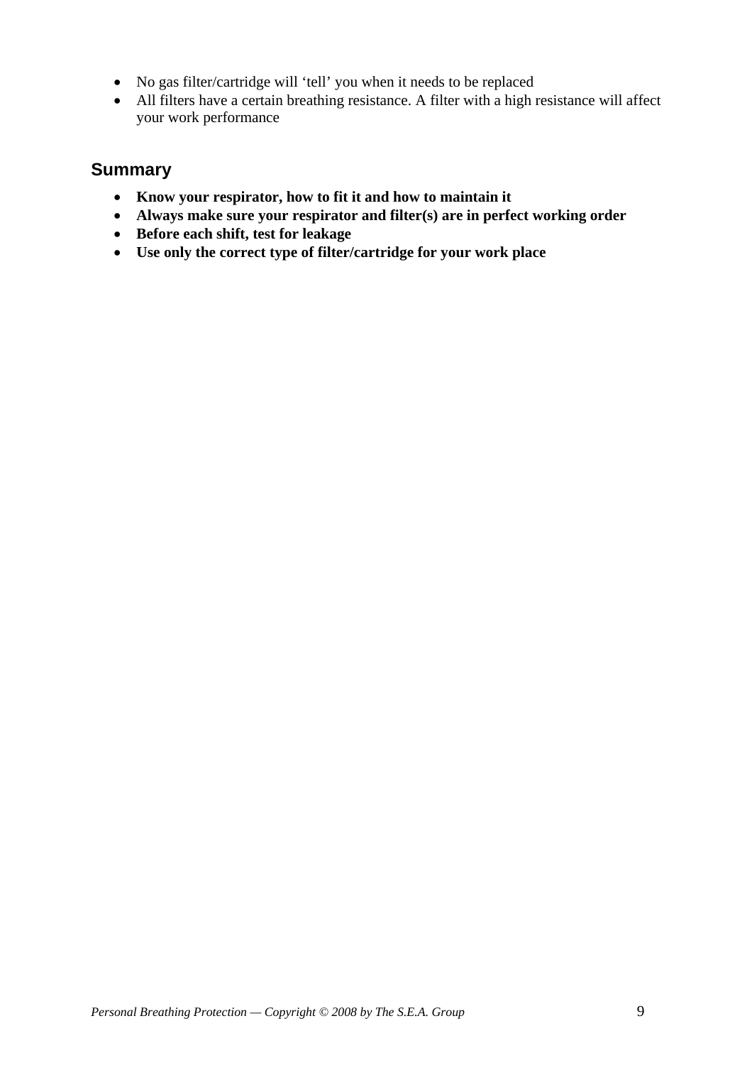- No gas filter/cartridge will 'tell' you when it needs to be replaced
- All filters have a certain breathing resistance. A filter with a high resistance will affect your work performance

## Summary

- **Know your respirator, how to fit it and how to maintain it**
- **Always make sure your respirator and filter(s) are in perfect working order**
- **Before each shift, test for leakage**
- **Use only the correct type of filter/cartridge for your work place**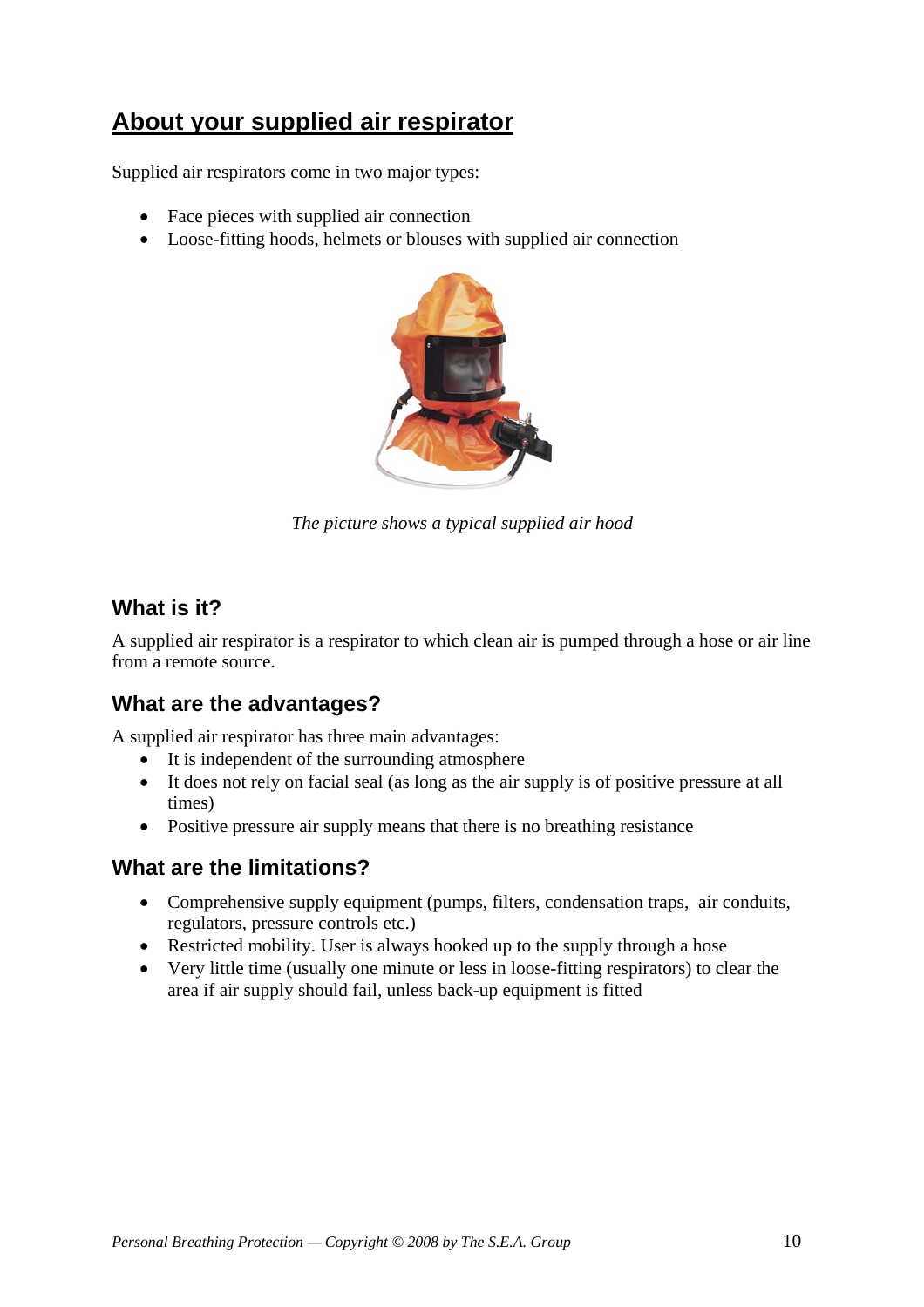## About your supplied air respirator

Supplied air respirators come in two major types:

- Face pieces with supplied air connection
- Loose-fitting hoods, helmets or blouses with supplied air connection

*The picture shows a typical supplied air hood*

### What is it?

A supplied air respirator is a respirator to which clean air is pumped through a hose or air line from a remote source.

### What are the advantages?

A supplied air respirator has three main advantages:

- It is independent of the surrounding atmosphere
- It does not rely on facial seal (as long as the air supply is of positive pressure at all times)
- Positive pressure air supply means that there is no breathing resistance

### What are the limitations?

- Comprehensive supply equipment (pumps, filters, condensation traps, air conduits, regulators, pressure controls etc.)
- Restricted mobility. User is always hooked up to the supply through a hose
- Very little time (usually one minute or less in loose-fitting respirators) to clear the area if air supply should fail, unless back-up equipment is fitted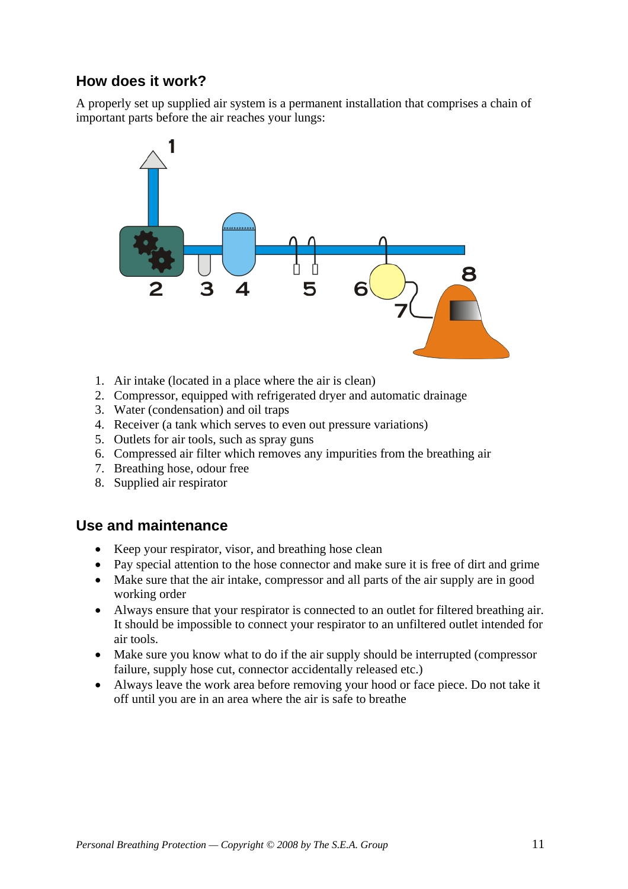## How does it work?

A properly set up supplied air system is a permanent installation that comprises a chain of important parts before the air reaches your lungs:

1
2
3
4
5
6
7
8

1. Air intake (located in a place where the air is clean)
2. Compressor, equipped with refrigerated dryer and automatic drainage
3. Water (condensation) and oil traps
4. Receiver (a tank which serves to even out pressure variations)
5. Outlets for air tools, such as spray guns
6. Compressed air filter which removes any impurities from the breathing air
7. Breathing hose, odour free
8. Supplied air respirator

## Use and maintenance

- Keep your respirator, visor, and breathing hose clean
- Pay special attention to the hose connector and make sure it is free of dirt and grime
- Make sure that the air intake, compressor and all parts of the air supply are in good working order
- Always ensure that your respirator is connected to an outlet for filtered breathing air. It should be impossible to connect your respirator to an unfiltered outlet intended for air tools.
- Make sure you know what to do if the air supply should be interrupted (compressor failure, supply hose cut, connector accidentally released etc.)
- Always leave the work area before removing your hood or face piece. Do not take it off until you are in an area where the air is safe to breathe